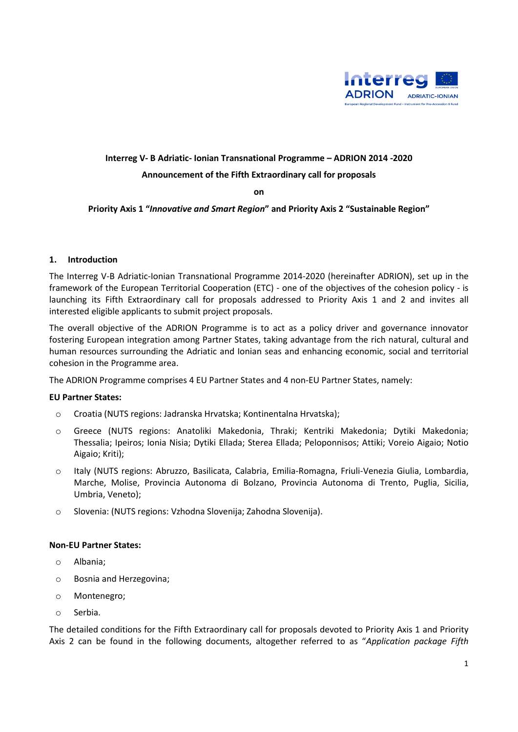**Interreg V- B Adriatic- Ionian Transnational Programme – ADRION 2014 -2020**

**Announcement of the Fifth Extraordinary call for proposals**

**on**

**Priority Axis 1 "*Innovative and Smart Region*" and Priority Axis 2 "Sustainable Region"**

## 1. Introduction

The Interreg V-B Adriatic-Ionian Transnational Programme 2014-2020 (hereinafter ADRION), set up in the framework of the European Territorial Cooperation (ETC) - one of the objectives of the cohesion policy - is launching its Fifth Extraordinary call for proposals addressed to Priority Axis 1 and 2 and invites all interested eligible applicants to submit project proposals.

The overall objective of the ADRION Programme is to act as a policy driver and governance innovator fostering European integration among Partner States, taking advantage from the rich natural, cultural and human resources surrounding the Adriatic and Ionian seas and enhancing economic, social and territorial cohesion in the Programme area.

The ADRION Programme comprises 4 EU Partner States and 4 non-EU Partner States, namely:

**EU Partner States:**

- Croatia (NUTS regions: Jadranska Hrvatska; Kontinentalna Hrvatska);
- Greece (NUTS regions: Anatoliki Makedonia, Thraki; Kentriki Makedonia; Dytiki Makedonia; Thessalia; Ipeiros; Ionia Nisia; Dytiki Ellada; Sterea Ellada; Peloponnisos; Attiki; Voreio Aigaio; Notio Aigaio; Kriti);
- Italy (NUTS regions: Abruzzo, Basilicata, Calabria, Emilia-Romagna, Friuli-Venezia Giulia, Lombardia, Marche, Molise, Provincia Autonoma di Bolzano, Provincia Autonoma di Trento, Puglia, Sicilia, Umbria, Veneto);
- Slovenia: (NUTS regions: Vzhodna Slovenija; Zahodna Slovenija).

**Non-EU Partner States:**

- Albania;
- Bosnia and Herzegovina;
- Montenegro;
- Serbia.

The detailed conditions for the Fifth Extraordinary call for proposals devoted to Priority Axis 1 and Priority Axis 2 can be found in the following documents, altogether referred to as "*Application package Fifth*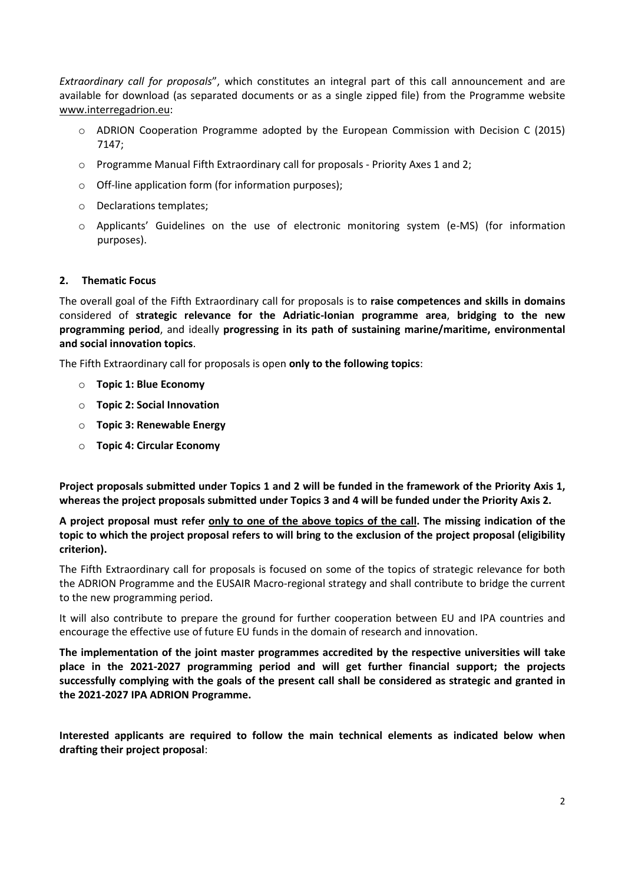*Extraordinary call for proposals*", which constitutes an integral part of this call announcement and are available for download (as separated documents or as a single zipped file) from the Programme website www.interregadrion.eu:

- ADRION Cooperation Programme adopted by the European Commission with Decision C (2015) 7147;
- Programme Manual Fifth Extraordinary call for proposals - Priority Axes 1 and 2;
- Off-line application form (for information purposes);
- Declarations templates;
- Applicants' Guidelines on the use of electronic monitoring system (e-MS) (for information purposes).

## 2. Thematic Focus

The overall goal of the Fifth Extraordinary call for proposals is to **raise competences and skills in domains** considered of **strategic relevance for the Adriatic-Ionian programme area**, **bridging to the new programming period**, and ideally **progressing in its path of sustaining marine/maritime, environmental and social innovation topics**.

The Fifth Extraordinary call for proposals is open **only to the following topics**:

- **Topic 1: Blue Economy**
- **Topic 2: Social Innovation**
- **Topic 3: Renewable Energy**
- **Topic 4: Circular Economy**

**Project proposals submitted under Topics 1 and 2 will be funded in the framework of the Priority Axis 1, whereas the project proposals submitted under Topics 3 and 4 will be funded under the Priority Axis 2.**

**A project proposal must refer <u>only to one of the above topics of the call</u>. The missing indication of the topic to which the project proposal refers to will bring to the exclusion of the project proposal (eligibility criterion).**

The Fifth Extraordinary call for proposals is focused on some of the topics of strategic relevance for both the ADRION Programme and the EUSAIR Macro-regional strategy and shall contribute to bridge the current to the new programming period.

It will also contribute to prepare the ground for further cooperation between EU and IPA countries and encourage the effective use of future EU funds in the domain of research and innovation.

**The implementation of the joint master programmes accredited by the respective universities will take place in the 2021-2027 programming period and will get further financial support; the projects successfully complying with the goals of the present call shall be considered as strategic and granted in the 2021-2027 IPA ADRION Programme.**

**Interested applicants are required to follow the main technical elements as indicated below when drafting their project proposal**: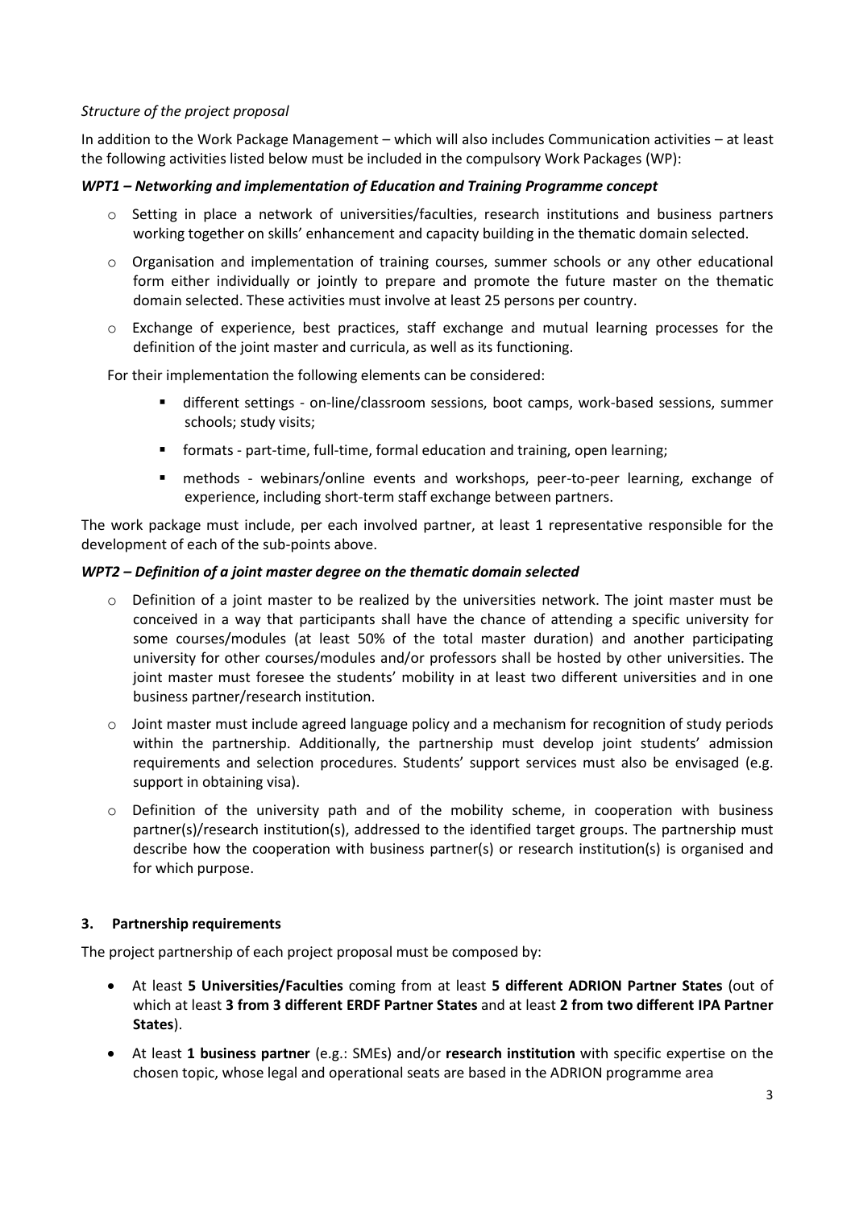*Structure of the project proposal*

In addition to the Work Package Management – which will also includes Communication activities – at least the following activities listed below must be included in the compulsory Work Packages (WP):

***WPT1 – Networking and implementation of Education and Training Programme concept***

- Setting in place a network of universities/faculties, research institutions and business partners working together on skills' enhancement and capacity building in the thematic domain selected.
- Organisation and implementation of training courses, summer schools or any other educational form either individually or jointly to prepare and promote the future master on the thematic domain selected. These activities must involve at least 25 persons per country.
- Exchange of experience, best practices, staff exchange and mutual learning processes for the definition of the joint master and curricula, as well as its functioning.

For their implementation the following elements can be considered:

  - different settings - on-line/classroom sessions, boot camps, work-based sessions, summer schools; study visits;
  - formats - part-time, full-time, formal education and training, open learning;
  - methods - webinars/online events and workshops, peer-to-peer learning, exchange of experience, including short-term staff exchange between partners.

The work package must include, per each involved partner, at least 1 representative responsible for the development of each of the sub-points above.

***WPT2 – Definition of a joint master degree on the thematic domain selected***

- Definition of a joint master to be realized by the universities network. The joint master must be conceived in a way that participants shall have the chance of attending a specific university for some courses/modules (at least 50% of the total master duration) and another participating university for other courses/modules and/or professors shall be hosted by other universities. The joint master must foresee the students' mobility in at least two different universities and in one business partner/research institution.
- Joint master must include agreed language policy and a mechanism for recognition of study periods within the partnership. Additionally, the partnership must develop joint students' admission requirements and selection procedures. Students' support services must also be envisaged (e.g. support in obtaining visa).
- Definition of the university path and of the mobility scheme, in cooperation with business partner(s)/research institution(s), addressed to the identified target groups. The partnership must describe how the cooperation with business partner(s) or research institution(s) is organised and for which purpose.

## 3. Partnership requirements

The project partnership of each project proposal must be composed by:

- At least **5 Universities/Faculties** coming from at least **5 different ADRION Partner States** (out of which at least **3 from 3 different ERDF Partner States** and at least **2 from two different IPA Partner States**).
- At least **1 business partner** (e.g.: SMEs) and/or **research institution** with specific expertise on the chosen topic, whose legal and operational seats are based in the ADRION programme area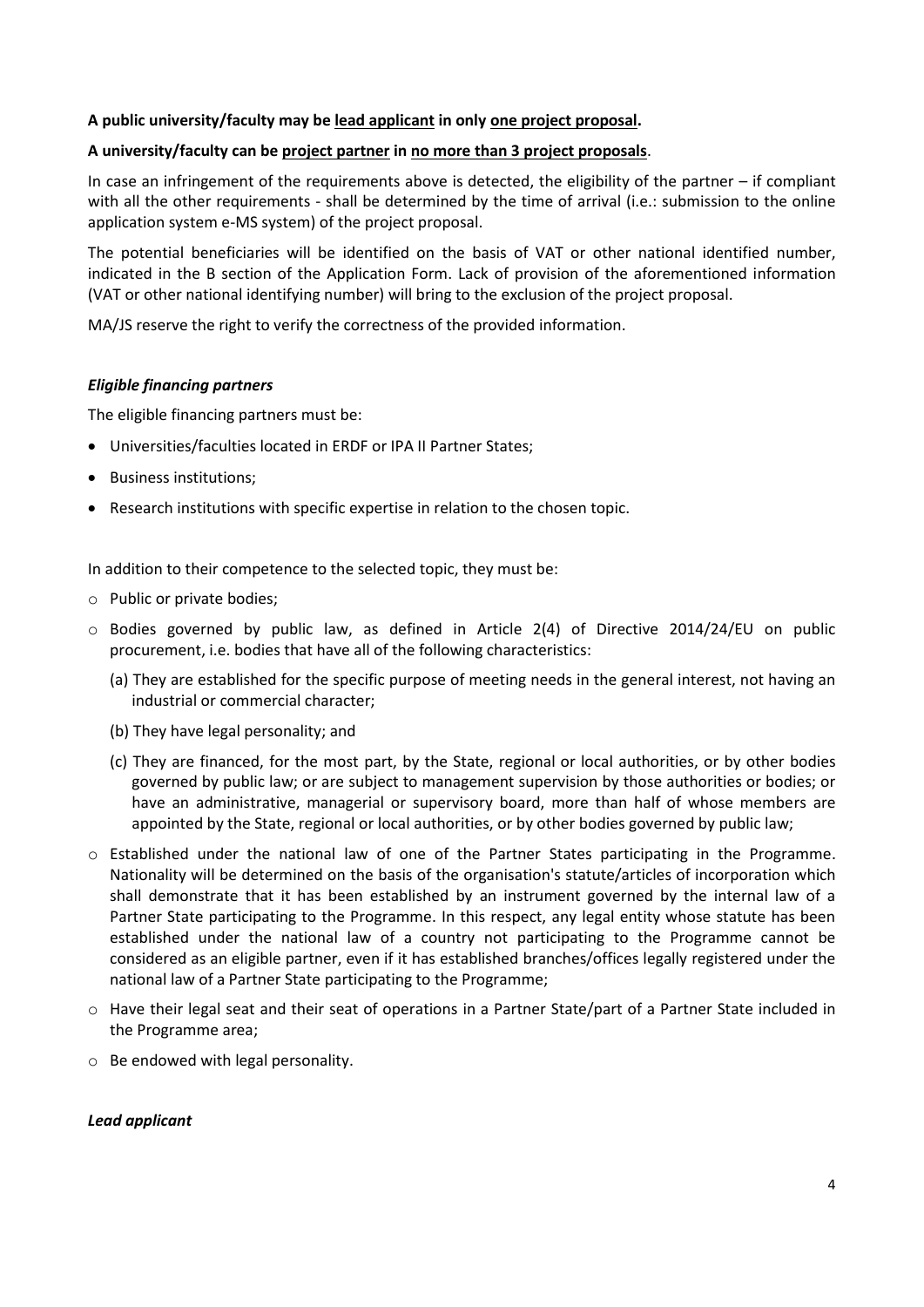**A public university/faculty may be lead applicant in only one project proposal.**

**A university/faculty can be project partner in no more than 3 project proposals**.

In case an infringement of the requirements above is detected, the eligibility of the partner – if compliant with all the other requirements - shall be determined by the time of arrival (i.e.: submission to the online application system e-MS system) of the project proposal.

The potential beneficiaries will be identified on the basis of VAT or other national identified number, indicated in the B section of the Application Form. Lack of provision of the aforementioned information (VAT or other national identifying number) will bring to the exclusion of the project proposal.

MA/JS reserve the right to verify the correctness of the provided information.

***Eligible financing partners***

The eligible financing partners must be:

- Universities/faculties located in ERDF or IPA II Partner States;
- Business institutions;
- Research institutions with specific expertise in relation to the chosen topic.

In addition to their competence to the selected topic, they must be:

- Public or private bodies;
- Bodies governed by public law, as defined in Article 2(4) of Directive 2014/24/EU on public procurement, i.e. bodies that have all of the following characteristics:
  - (a) They are established for the specific purpose of meeting needs in the general interest, not having an industrial or commercial character;
  - (b) They have legal personality; and
  - (c) They are financed, for the most part, by the State, regional or local authorities, or by other bodies governed by public law; or are subject to management supervision by those authorities or bodies; or have an administrative, managerial or supervisory board, more than half of whose members are appointed by the State, regional or local authorities, or by other bodies governed by public law;
- Established under the national law of one of the Partner States participating in the Programme. Nationality will be determined on the basis of the organisation's statute/articles of incorporation which shall demonstrate that it has been established by an instrument governed by the internal law of a Partner State participating to the Programme. In this respect, any legal entity whose statute has been established under the national law of a country not participating to the Programme cannot be considered as an eligible partner, even if it has established branches/offices legally registered under the national law of a Partner State participating to the Programme;
- Have their legal seat and their seat of operations in a Partner State/part of a Partner State included in the Programme area;
- Be endowed with legal personality.

***Lead applicant***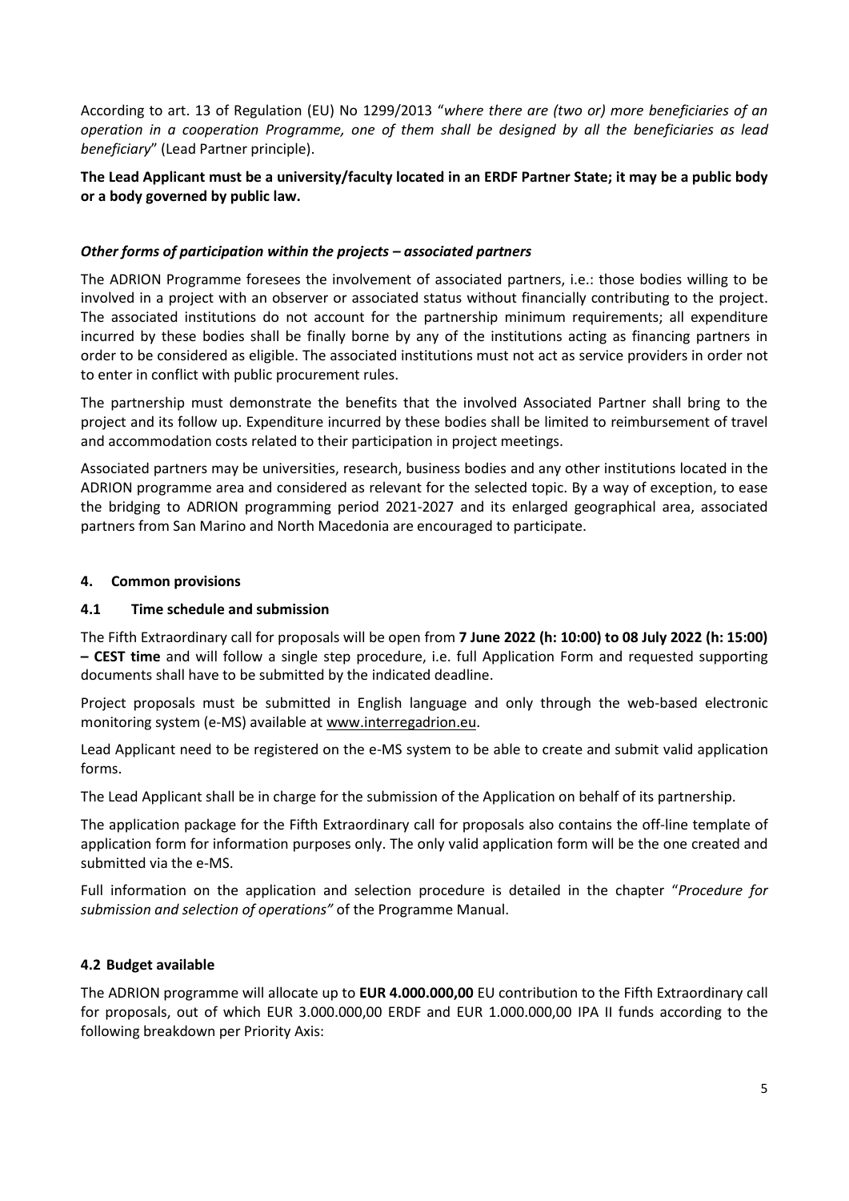According to art. 13 of Regulation (EU) No 1299/2013 "*where there are (two or) more beneficiaries of an operation in a cooperation Programme, one of them shall be designed by all the beneficiaries as lead beneficiary*" (Lead Partner principle).

**The Lead Applicant must be a university/faculty located in an ERDF Partner State; it may be a public body or a body governed by public law.**

***Other forms of participation within the projects – associated partners***

The ADRION Programme foresees the involvement of associated partners, i.e.: those bodies willing to be involved in a project with an observer or associated status without financially contributing to the project. The associated institutions do not account for the partnership minimum requirements; all expenditure incurred by these bodies shall be finally borne by any of the institutions acting as financing partners in order to be considered as eligible. The associated institutions must not act as service providers in order not to enter in conflict with public procurement rules.

The partnership must demonstrate the benefits that the involved Associated Partner shall bring to the project and its follow up. Expenditure incurred by these bodies shall be limited to reimbursement of travel and accommodation costs related to their participation in project meetings.

Associated partners may be universities, research, business bodies and any other institutions located in the ADRION programme area and considered as relevant for the selected topic. By a way of exception, to ease the bridging to ADRION programming period 2021-2027 and its enlarged geographical area, associated partners from San Marino and North Macedonia are encouraged to participate.

## 4. Common provisions

### 4.1 Time schedule and submission

The Fifth Extraordinary call for proposals will be open from **7 June 2022 (h: 10:00) to 08 July 2022 (h: 15:00) – CEST time** and will follow a single step procedure, i.e. full Application Form and requested supporting documents shall have to be submitted by the indicated deadline.

Project proposals must be submitted in English language and only through the web-based electronic monitoring system (e-MS) available at www.interregadrion.eu.

Lead Applicant need to be registered on the e-MS system to be able to create and submit valid application forms.

The Lead Applicant shall be in charge for the submission of the Application on behalf of its partnership.

The application package for the Fifth Extraordinary call for proposals also contains the off-line template of application form for information purposes only. The only valid application form will be the one created and submitted via the e-MS.

Full information on the application and selection procedure is detailed in the chapter "*Procedure for submission and selection of operations"* of the Programme Manual.

### 4.2 Budget available

The ADRION programme will allocate up to **EUR 4.000.000,00** EU contribution to the Fifth Extraordinary call for proposals, out of which EUR 3.000.000,00 ERDF and EUR 1.000.000,00 IPA II funds according to the following breakdown per Priority Axis: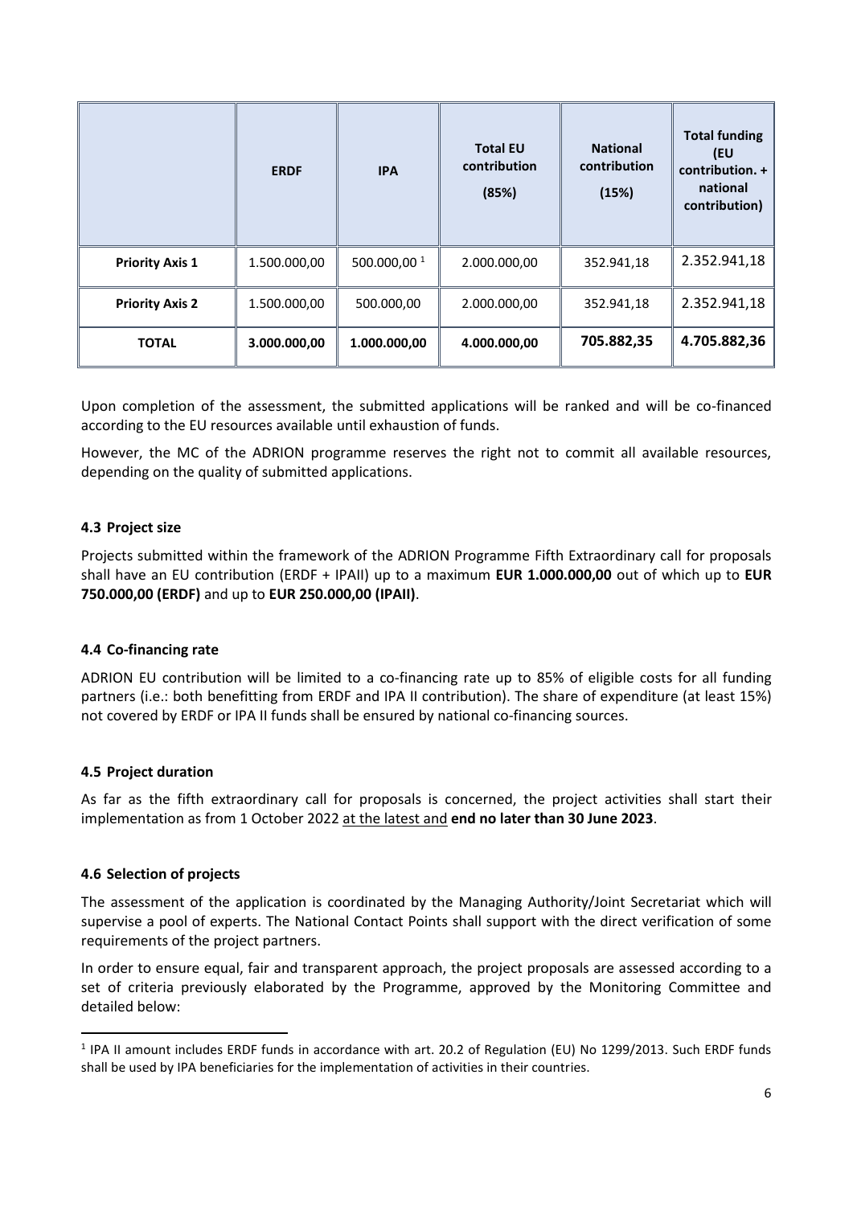| | ERDF | IPA | Total EU contribution (85%) | National contribution (15%) | Total funding (EU contribution. + national contribution) |
|---|---|---|---|---|---|
| **Priority Axis 1** | 1.500.000,00 | 500.000,00 [1] | 2.000.000,00 | 352.941,18 | 2.352.941,18 |
| **Priority Axis 2** | 1.500.000,00 | 500.000,00 | 2.000.000,00 | 352.941,18 | 2.352.941,18 |
| **TOTAL** | **3.000.000,00** | **1.000.000,00** | **4.000.000,00** | **705.882,35** | **4.705.882,36** |

Upon completion of the assessment, the submitted applications will be ranked and will be co-financed according to the EU resources available until exhaustion of funds.

However, the MC of the ADRION programme reserves the right not to commit all available resources, depending on the quality of submitted applications.

### 4.3 Project size

Projects submitted within the framework of the ADRION Programme Fifth Extraordinary call for proposals shall have an EU contribution (ERDF + IPAII) up to a maximum **EUR 1.000.000,00** out of which up to **EUR 750.000,00 (ERDF)** and up to **EUR 250.000,00 (IPAII)**.

### 4.4 Co-financing rate

ADRION EU contribution will be limited to a co-financing rate up to 85% of eligible costs for all funding partners (i.e.: both benefitting from ERDF and IPA II contribution). The share of expenditure (at least 15%) not covered by ERDF or IPA II funds shall be ensured by national co-financing sources.

### 4.5 Project duration

As far as the fifth extraordinary call for proposals is concerned, the project activities shall start their implementation as from 1 October 2022 at the latest and **end no later than 30 June 2023**.

### 4.6 Selection of projects

The assessment of the application is coordinated by the Managing Authority/Joint Secretariat which will supervise a pool of experts. The National Contact Points shall support with the direct verification of some requirements of the project partners.

In order to ensure equal, fair and transparent approach, the project proposals are assessed according to a set of criteria previously elaborated by the Programme, approved by the Monitoring Committee and detailed below:

[1] IPA II amount includes ERDF funds in accordance with art. 20.2 of Regulation (EU) No 1299/2013. Such ERDF funds shall be used by IPA beneficiaries for the implementation of activities in their countries.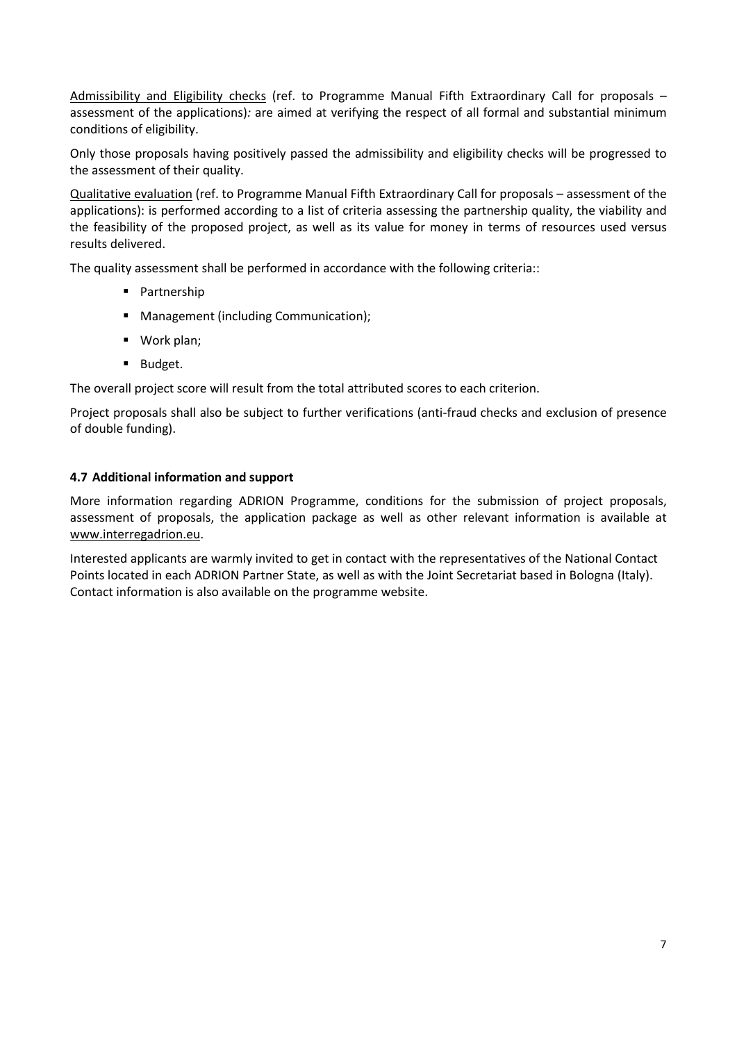Admissibility and Eligibility checks (ref. to Programme Manual Fifth Extraordinary Call for proposals – assessment of the applications)*:* are aimed at verifying the respect of all formal and substantial minimum conditions of eligibility.

Only those proposals having positively passed the admissibility and eligibility checks will be progressed to the assessment of their quality.

Qualitative evaluation (ref. to Programme Manual Fifth Extraordinary Call for proposals – assessment of the applications): is performed according to a list of criteria assessing the partnership quality, the viability and the feasibility of the proposed project, as well as its value for money in terms of resources used versus results delivered.

The quality assessment shall be performed in accordance with the following criteria::

- Partnership
- Management (including Communication);
- Work plan;
- Budget.

The overall project score will result from the total attributed scores to each criterion.

Project proposals shall also be subject to further verifications (anti-fraud checks and exclusion of presence of double funding).

### 4.7 Additional information and support

More information regarding ADRION Programme, conditions for the submission of project proposals, assessment of proposals, the application package as well as other relevant information is available at www.interregadrion.eu.

Interested applicants are warmly invited to get in contact with the representatives of the National Contact Points located in each ADRION Partner State, as well as with the Joint Secretariat based in Bologna (Italy). Contact information is also available on the programme website.